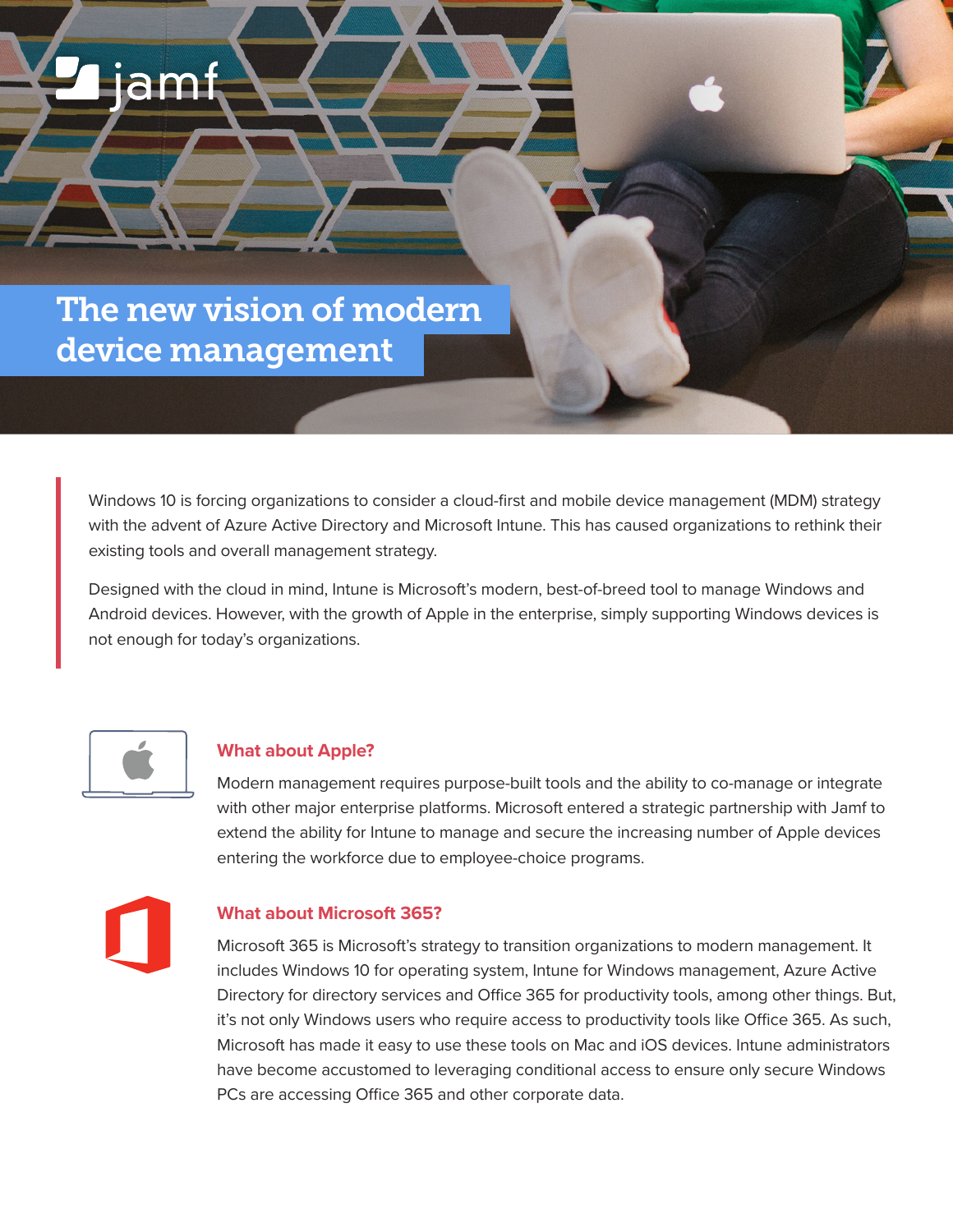# The new vision of modern device management

Windows 10 is forcing organizations to consider a cloud-first and mobile device management (MDM) strategy with the advent of Azure Active Directory and Microsoft Intune. This has caused organizations to rethink their existing tools and overall management strategy.

Designed with the cloud in mind, Intune is Microsoft's modern, best-of-breed tool to manage Windows and Android devices. However, with the growth of Apple in the enterprise, simply supporting Windows devices is not enough for today's organizations.

## What about Apple?

Modern management requires purpose-built tools and the ability to co-manage or integrate with other major enterprise platforms. Microsoft entered a strategic partnership with Jamf to extend the ability for Intune to manage and secure the increasing number of Apple devices entering the workforce due to employee-choice programs.

## What about Microsoft 365?

Microsoft 365 is Microsoft's strategy to transition organizations to modern management. It includes Windows 10 for operating system, Intune for Windows management, Azure Active Directory for directory services and Office 365 for productivity tools, among other things. But, it's not only Windows users who require access to productivity tools like Office 365. As such, Microsoft has made it easy to use these tools on Mac and iOS devices. Intune administrators have become accustomed to leveraging conditional access to ensure only secure Windows PCs are accessing Office 365 and other corporate data.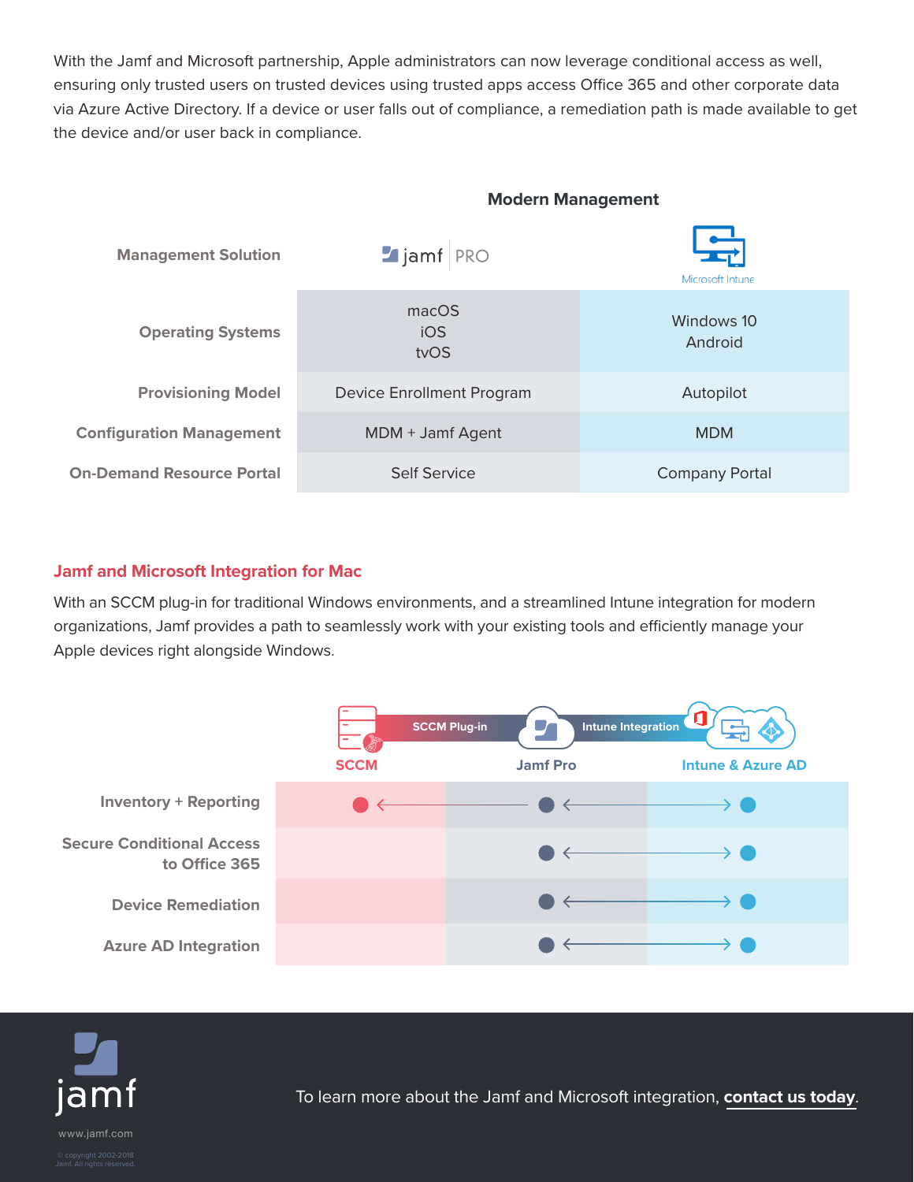With the Jamf and Microsoft partnership, Apple administrators can now leverage conditional access as well, ensuring only trusted users on trusted devices using trusted apps access Office 365 and other corporate data via Azure Active Directory. If a device or user falls out of compliance, a remediation path is made available to get the device and/or user back in compliance.

| | Modern Management | |
|---|---|---|
| Management Solution | jamf PRO | Microsoft Intune |
| Operating Systems | macOS<br>iOS<br>tvOS | Windows 10<br>Android |
| Provisioning Model | Device Enrollment Program | Autopilot |
| Configuration Management | MDM + Jamf Agent | MDM |
| On-Demand Resource Portal | Self Service | Company Portal |

## Jamf and Microsoft Integration for Mac

With an SCCM plug-in for traditional Windows environments, and a streamlined Intune integration for modern organizations, Jamf provides a path to seamlessly work with your existing tools and efficiently manage your Apple devices right alongside Windows.

SCCM Plug-in

Intune Integration

SCCM

Jamf Pro

Intune & Azure AD

Inventory + Reporting

Secure Conditional Access to Office 365

Device Remediation

Azure AD Integration

jamf

www.jamf.com

© copyright 2002-2018 Jamf. All rights reserved.

To learn more about the Jamf and Microsoft integration, **contact us today**.